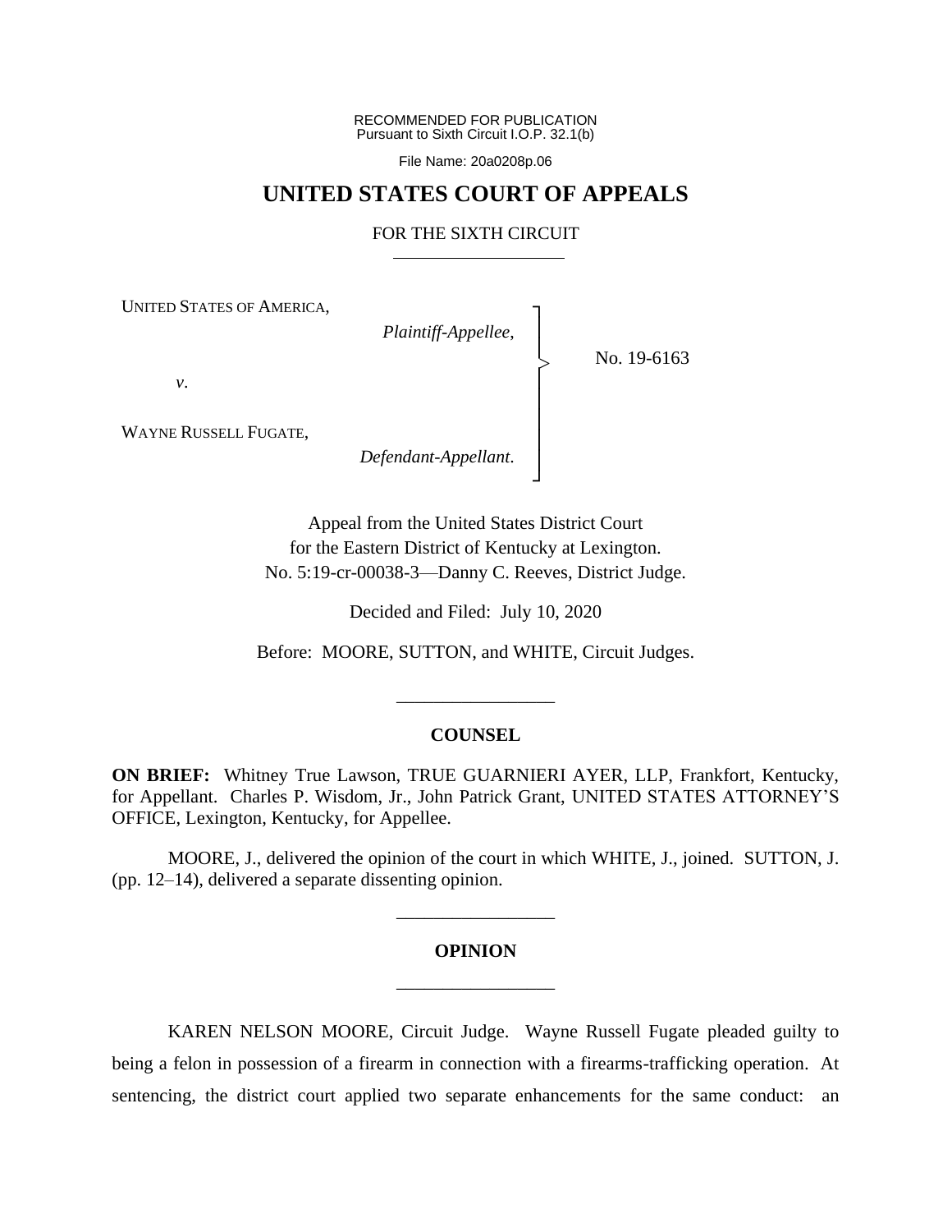RECOMMENDED FOR PUBLICATION
Pursuant to Sixth Circuit I.O.P. 32.1(b)

File Name: 20a0208p.06

# UNITED STATES COURT OF APPEALS

## FOR THE SIXTH CIRCUIT

UNITED STATES OF AMERICA,

*Plaintiff-Appellee,*

*v.*

WAYNE RUSSELL FUGATE,

*Defendant-Appellant.*

No. 19-6163

Appeal from the United States District Court
for the Eastern District of Kentucky at Lexington.
No. 5:19-cr-00038-3—Danny C. Reeves, District Judge.

Decided and Filed: July 10, 2020

Before: MOORE, SUTTON, and WHITE, Circuit Judges.

---

**COUNSEL**

**ON BRIEF:** Whitney True Lawson, TRUE GUARNIERI AYER, LLP, Frankfort, Kentucky, for Appellant. Charles P. Wisdom, Jr., John Patrick Grant, UNITED STATES ATTORNEY'S OFFICE, Lexington, Kentucky, for Appellee.

MOORE, J., delivered the opinion of the court in which WHITE, J., joined. SUTTON, J. (pp. 12–14), delivered a separate dissenting opinion.

---

**OPINION**

---

KAREN NELSON MOORE, Circuit Judge. Wayne Russell Fugate pleaded guilty to being a felon in possession of a firearm in connection with a firearms-trafficking operation. At sentencing, the district court applied two separate enhancements for the same conduct: an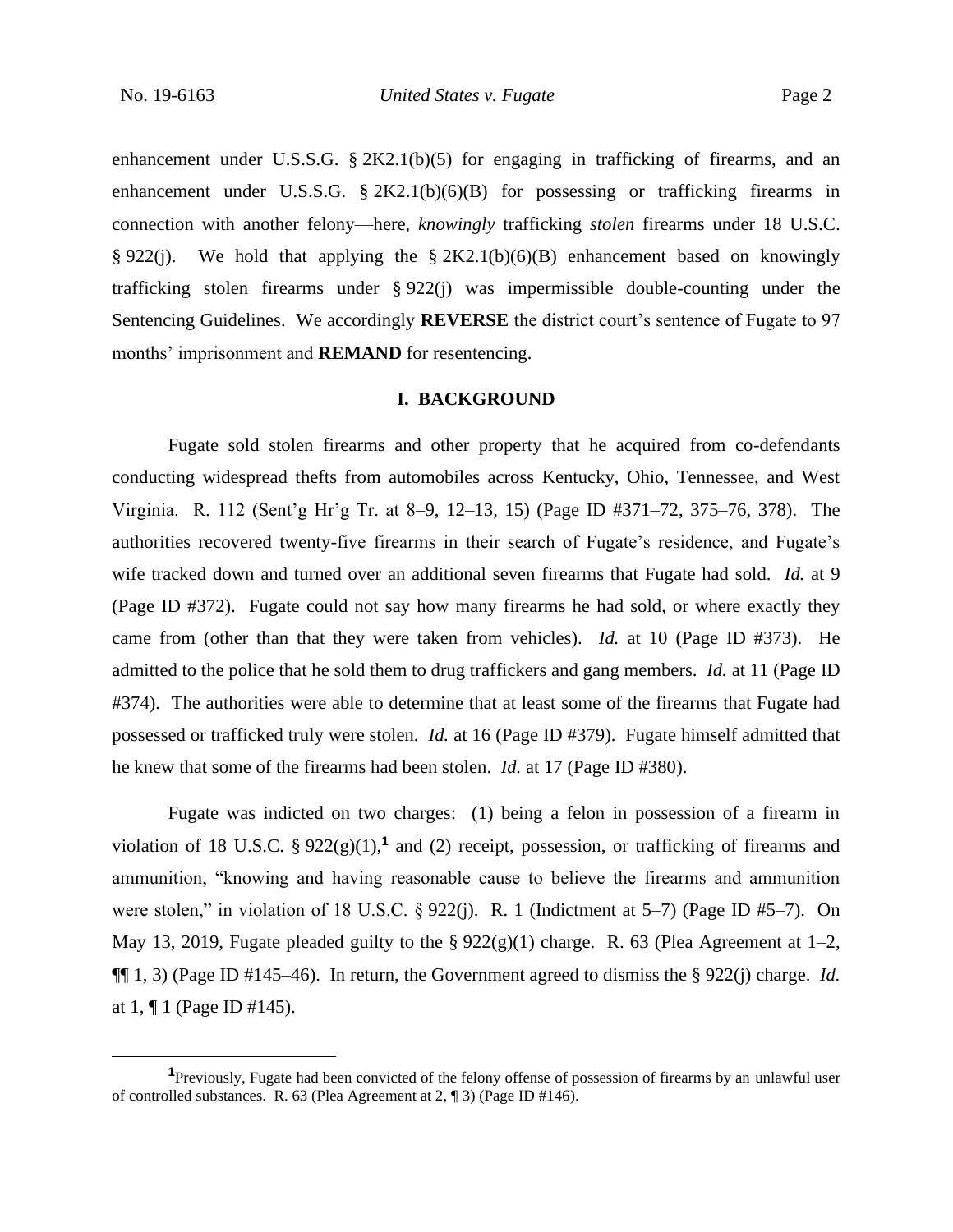enhancement under U.S.S.G. § 2K2.1(b)(5) for engaging in trafficking of firearms, and an enhancement under U.S.S.G. § 2K2.1(b)(6)(B) for possessing or trafficking firearms in connection with another felony—here, *knowingly* trafficking *stolen* firearms under 18 U.S.C. § 922(j). We hold that applying the § 2K2.1(b)(6)(B) enhancement based on knowingly trafficking stolen firearms under § 922(j) was impermissible double-counting under the Sentencing Guidelines. We accordingly **REVERSE** the district court's sentence of Fugate to 97 months' imprisonment and **REMAND** for resentencing.

## I. BACKGROUND

Fugate sold stolen firearms and other property that he acquired from co-defendants conducting widespread thefts from automobiles across Kentucky, Ohio, Tennessee, and West Virginia. R. 112 (Sent'g Hr'g Tr. at 8–9, 12–13, 15) (Page ID #371–72, 375–76, 378). The authorities recovered twenty-five firearms in their search of Fugate's residence, and Fugate's wife tracked down and turned over an additional seven firearms that Fugate had sold. *Id.* at 9 (Page ID #372). Fugate could not say how many firearms he had sold, or where exactly they came from (other than that they were taken from vehicles). *Id.* at 10 (Page ID #373). He admitted to the police that he sold them to drug traffickers and gang members. *Id.* at 11 (Page ID #374). The authorities were able to determine that at least some of the firearms that Fugate had possessed or trafficked truly were stolen. *Id.* at 16 (Page ID #379). Fugate himself admitted that he knew that some of the firearms had been stolen. *Id.* at 17 (Page ID #380).

Fugate was indicted on two charges: (1) being a felon in possession of a firearm in violation of 18 U.S.C. § 922(g)(1),[1] and (2) receipt, possession, or trafficking of firearms and ammunition, "knowing and having reasonable cause to believe the firearms and ammunition were stolen," in violation of 18 U.S.C. § 922(j). R. 1 (Indictment at 5–7) (Page ID #5–7). On May 13, 2019, Fugate pleaded guilty to the § 922(g)(1) charge. R. 63 (Plea Agreement at 1–2, ¶¶ 1, 3) (Page ID #145–46). In return, the Government agreed to dismiss the § 922(j) charge. *Id.* at 1, ¶ 1 (Page ID #145).

[1] Previously, Fugate had been convicted of the felony offense of possession of firearms by an unlawful user of controlled substances. R. 63 (Plea Agreement at 2, ¶ 3) (Page ID #146).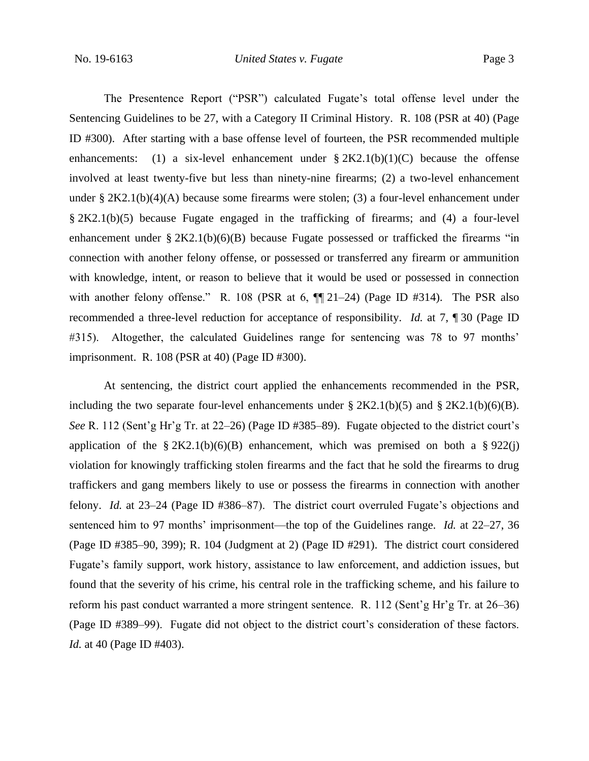The Presentence Report ("PSR") calculated Fugate's total offense level under the Sentencing Guidelines to be 27, with a Category II Criminal History. R. 108 (PSR at 40) (Page ID #300). After starting with a base offense level of fourteen, the PSR recommended multiple enhancements: (1) a six-level enhancement under § 2K2.1(b)(1)(C) because the offense involved at least twenty-five but less than ninety-nine firearms; (2) a two-level enhancement under § 2K2.1(b)(4)(A) because some firearms were stolen; (3) a four-level enhancement under § 2K2.1(b)(5) because Fugate engaged in the trafficking of firearms; and (4) a four-level enhancement under § 2K2.1(b)(6)(B) because Fugate possessed or trafficked the firearms "in connection with another felony offense, or possessed or transferred any firearm or ammunition with knowledge, intent, or reason to believe that it would be used or possessed in connection with another felony offense." R. 108 (PSR at 6, ¶¶ 21–24) (Page ID #314). The PSR also recommended a three-level reduction for acceptance of responsibility. *Id.* at 7, ¶ 30 (Page ID #315). Altogether, the calculated Guidelines range for sentencing was 78 to 97 months' imprisonment. R. 108 (PSR at 40) (Page ID #300).

At sentencing, the district court applied the enhancements recommended in the PSR, including the two separate four-level enhancements under § 2K2.1(b)(5) and § 2K2.1(b)(6)(B). *See* R. 112 (Sent'g Hr'g Tr. at 22–26) (Page ID #385–89). Fugate objected to the district court's application of the § 2K2.1(b)(6)(B) enhancement, which was premised on both a § 922(j) violation for knowingly trafficking stolen firearms and the fact that he sold the firearms to drug traffickers and gang members likely to use or possess the firearms in connection with another felony. *Id.* at 23–24 (Page ID #386–87). The district court overruled Fugate's objections and sentenced him to 97 months' imprisonment—the top of the Guidelines range. *Id.* at 22–27, 36 (Page ID #385–90, 399); R. 104 (Judgment at 2) (Page ID #291). The district court considered Fugate's family support, work history, assistance to law enforcement, and addiction issues, but found that the severity of his crime, his central role in the trafficking scheme, and his failure to reform his past conduct warranted a more stringent sentence. R. 112 (Sent'g Hr'g Tr. at 26–36) (Page ID #389–99). Fugate did not object to the district court's consideration of these factors. *Id.* at 40 (Page ID #403).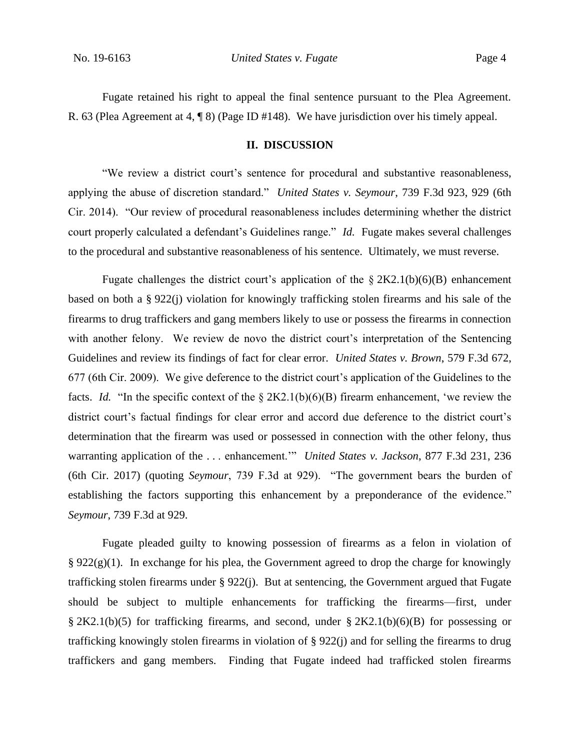Fugate retained his right to appeal the final sentence pursuant to the Plea Agreement. R. 63 (Plea Agreement at 4, ¶ 8) (Page ID #148). We have jurisdiction over his timely appeal.

## II. DISCUSSION

"We review a district court's sentence for procedural and substantive reasonableness, applying the abuse of discretion standard." *United States v. Seymour*, 739 F.3d 923, 929 (6th Cir. 2014). "Our review of procedural reasonableness includes determining whether the district court properly calculated a defendant's Guidelines range." *Id.* Fugate makes several challenges to the procedural and substantive reasonableness of his sentence. Ultimately, we must reverse.

Fugate challenges the district court's application of the § 2K2.1(b)(6)(B) enhancement based on both a § 922(j) violation for knowingly trafficking stolen firearms and his sale of the firearms to drug traffickers and gang members likely to use or possess the firearms in connection with another felony. We review de novo the district court's interpretation of the Sentencing Guidelines and review its findings of fact for clear error. *United States v. Brown*, 579 F.3d 672, 677 (6th Cir. 2009). We give deference to the district court's application of the Guidelines to the facts. *Id.* "In the specific context of the § 2K2.1(b)(6)(B) firearm enhancement, 'we review the district court's factual findings for clear error and accord due deference to the district court's determination that the firearm was used or possessed in connection with the other felony, thus warranting application of the . . . enhancement.'" *United States v. Jackson*, 877 F.3d 231, 236 (6th Cir. 2017) (quoting *Seymour*, 739 F.3d at 929). "The government bears the burden of establishing the factors supporting this enhancement by a preponderance of the evidence." *Seymour*, 739 F.3d at 929.

Fugate pleaded guilty to knowing possession of firearms as a felon in violation of § 922(g)(1). In exchange for his plea, the Government agreed to drop the charge for knowingly trafficking stolen firearms under § 922(j). But at sentencing, the Government argued that Fugate should be subject to multiple enhancements for trafficking the firearms—first, under § 2K2.1(b)(5) for trafficking firearms, and second, under § 2K2.1(b)(6)(B) for possessing or trafficking knowingly stolen firearms in violation of § 922(j) and for selling the firearms to drug traffickers and gang members. Finding that Fugate indeed had trafficked stolen firearms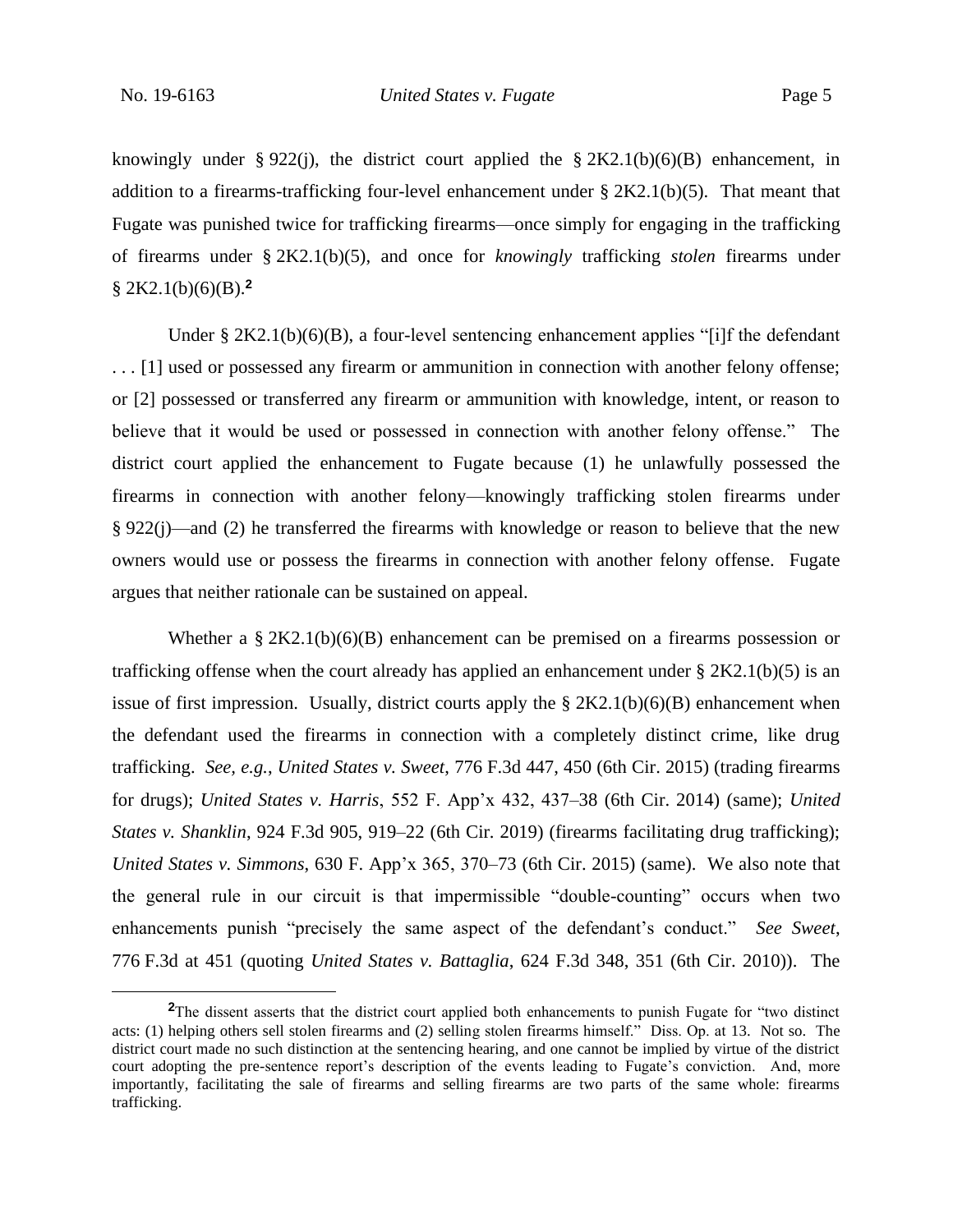knowingly under § 922(j), the district court applied the § 2K2.1(b)(6)(B) enhancement, in addition to a firearms-trafficking four-level enhancement under § 2K2.1(b)(5). That meant that Fugate was punished twice for trafficking firearms—once simply for engaging in the trafficking of firearms under § 2K2.1(b)(5), and once for *knowingly* trafficking *stolen* firearms under § 2K2.1(b)(6)(B).[2]

Under § 2K2.1(b)(6)(B), a four-level sentencing enhancement applies "[i]f the defendant . . . [1] used or possessed any firearm or ammunition in connection with another felony offense; or [2] possessed or transferred any firearm or ammunition with knowledge, intent, or reason to believe that it would be used or possessed in connection with another felony offense." The district court applied the enhancement to Fugate because (1) he unlawfully possessed the firearms in connection with another felony—knowingly trafficking stolen firearms under § 922(j)—and (2) he transferred the firearms with knowledge or reason to believe that the new owners would use or possess the firearms in connection with another felony offense. Fugate argues that neither rationale can be sustained on appeal.

Whether a § 2K2.1(b)(6)(B) enhancement can be premised on a firearms possession or trafficking offense when the court already has applied an enhancement under § 2K2.1(b)(5) is an issue of first impression. Usually, district courts apply the § 2K2.1(b)(6)(B) enhancement when the defendant used the firearms in connection with a completely distinct crime, like drug trafficking. *See, e.g.*, *United States v. Sweet*, 776 F.3d 447, 450 (6th Cir. 2015) (trading firearms for drugs); *United States v. Harris*, 552 F. App'x 432, 437–38 (6th Cir. 2014) (same); *United States v. Shanklin*, 924 F.3d 905, 919–22 (6th Cir. 2019) (firearms facilitating drug trafficking); *United States v. Simmons*, 630 F. App'x 365, 370–73 (6th Cir. 2015) (same). We also note that the general rule in our circuit is that impermissible "double-counting" occurs when two enhancements punish "precisely the same aspect of the defendant's conduct." *See Sweet*, 776 F.3d at 451 (quoting *United States v. Battaglia*, 624 F.3d 348, 351 (6th Cir. 2010)). The

[2]The dissent asserts that the district court applied both enhancements to punish Fugate for "two distinct acts: (1) helping others sell stolen firearms and (2) selling stolen firearms himself." Diss. Op. at 13. Not so. The district court made no such distinction at the sentencing hearing, and one cannot be implied by virtue of the district court adopting the pre-sentence report's description of the events leading to Fugate's conviction. And, more importantly, facilitating the sale of firearms and selling firearms are two parts of the same whole: firearms trafficking.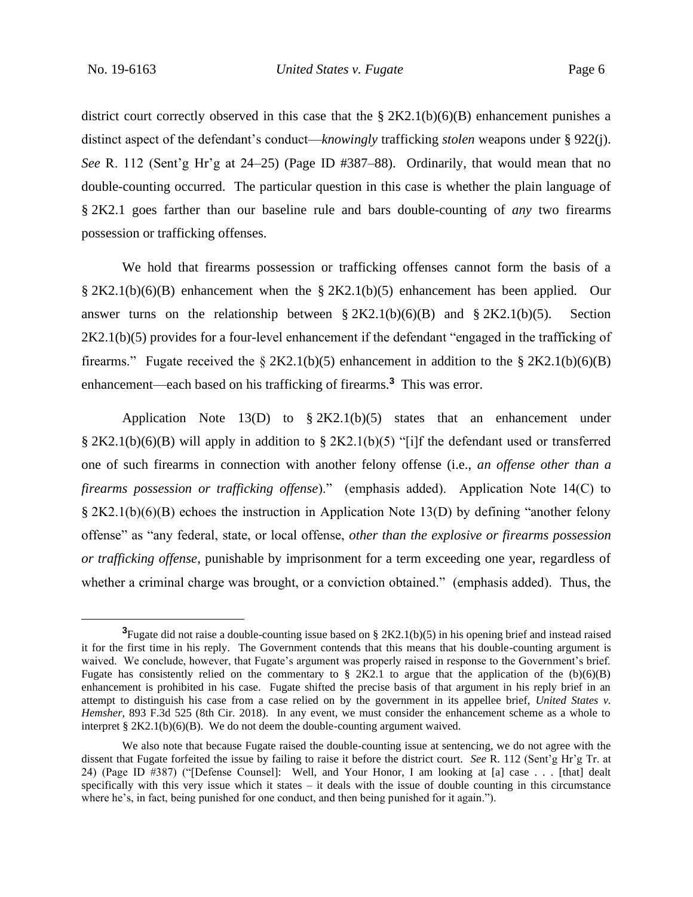district court correctly observed in this case that the § 2K2.1(b)(6)(B) enhancement punishes a distinct aspect of the defendant's conduct—*knowingly* trafficking *stolen* weapons under § 922(j). *See* R. 112 (Sent'g Hr'g at 24–25) (Page ID #387–88). Ordinarily, that would mean that no double-counting occurred. The particular question in this case is whether the plain language of § 2K2.1 goes farther than our baseline rule and bars double-counting of *any* two firearms possession or trafficking offenses.

We hold that firearms possession or trafficking offenses cannot form the basis of a § 2K2.1(b)(6)(B) enhancement when the § 2K2.1(b)(5) enhancement has been applied. Our answer turns on the relationship between § 2K2.1(b)(6)(B) and § 2K2.1(b)(5). Section 2K2.1(b)(5) provides for a four-level enhancement if the defendant "engaged in the trafficking of firearms." Fugate received the § 2K2.1(b)(5) enhancement in addition to the § 2K2.1(b)(6)(B) enhancement—each based on his trafficking of firearms.[3] This was error.

Application Note 13(D) to § 2K2.1(b)(5) states that an enhancement under § 2K2.1(b)(6)(B) will apply in addition to § 2K2.1(b)(5) "[i]f the defendant used or transferred one of such firearms in connection with another felony offense (i.e., *an offense other than a firearms possession or trafficking offense*)." (emphasis added). Application Note 14(C) to § 2K2.1(b)(6)(B) echoes the instruction in Application Note 13(D) by defining "another felony offense" as "any federal, state, or local offense, *other than the explosive or firearms possession or trafficking offense*, punishable by imprisonment for a term exceeding one year, regardless of whether a criminal charge was brought, or a conviction obtained." (emphasis added). Thus, the

[3]Fugate did not raise a double-counting issue based on § 2K2.1(b)(5) in his opening brief and instead raised it for the first time in his reply. The Government contends that this means that his double-counting argument is waived. We conclude, however, that Fugate's argument was properly raised in response to the Government's brief. Fugate has consistently relied on the commentary to § 2K2.1 to argue that the application of the (b)(6)(B) enhancement is prohibited in his case. Fugate shifted the precise basis of that argument in his reply brief in an attempt to distinguish his case from a case relied on by the government in its appellee brief, *United States v. Hemsher*, 893 F.3d 525 (8th Cir. 2018). In any event, we must consider the enhancement scheme as a whole to interpret § 2K2.1(b)(6)(B). We do not deem the double-counting argument waived.

We also note that because Fugate raised the double-counting issue at sentencing, we do not agree with the dissent that Fugate forfeited the issue by failing to raise it before the district court. *See* R. 112 (Sent'g Hr'g Tr. at 24) (Page ID #387) ("[Defense Counsel]: Well, and Your Honor, I am looking at [a] case . . . [that] dealt specifically with this very issue which it states – it deals with the issue of double counting in this circumstance where he's, in fact, being punished for one conduct, and then being punished for it again.").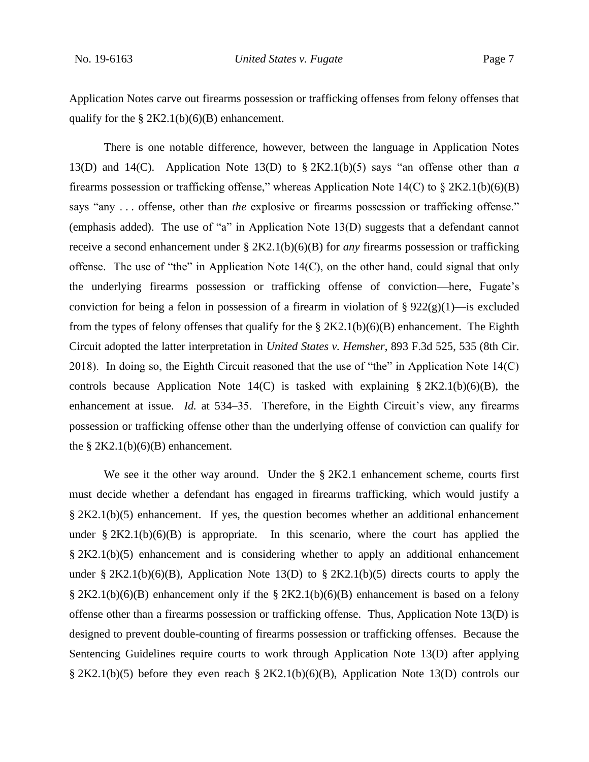Application Notes carve out firearms possession or trafficking offenses from felony offenses that qualify for the § 2K2.1(b)(6)(B) enhancement.

There is one notable difference, however, between the language in Application Notes 13(D) and 14(C). Application Note 13(D) to § 2K2.1(b)(5) says "an offense other than *a* firearms possession or trafficking offense," whereas Application Note 14(C) to § 2K2.1(b)(6)(B) says "any . . . offense, other than *the* explosive or firearms possession or trafficking offense." (emphasis added). The use of "a" in Application Note 13(D) suggests that a defendant cannot receive a second enhancement under § 2K2.1(b)(6)(B) for *any* firearms possession or trafficking offense. The use of "the" in Application Note 14(C), on the other hand, could signal that only the underlying firearms possession or trafficking offense of conviction—here, Fugate's conviction for being a felon in possession of a firearm in violation of § 922(g)(1)—is excluded from the types of felony offenses that qualify for the § 2K2.1(b)(6)(B) enhancement. The Eighth Circuit adopted the latter interpretation in *United States v. Hemsher*, 893 F.3d 525, 535 (8th Cir. 2018). In doing so, the Eighth Circuit reasoned that the use of "the" in Application Note 14(C) controls because Application Note 14(C) is tasked with explaining § 2K2.1(b)(6)(B), the enhancement at issue. *Id.* at 534–35. Therefore, in the Eighth Circuit's view, any firearms possession or trafficking offense other than the underlying offense of conviction can qualify for the § 2K2.1(b)(6)(B) enhancement.

We see it the other way around. Under the § 2K2.1 enhancement scheme, courts first must decide whether a defendant has engaged in firearms trafficking, which would justify a § 2K2.1(b)(5) enhancement. If yes, the question becomes whether an additional enhancement under § 2K2.1(b)(6)(B) is appropriate. In this scenario, where the court has applied the § 2K2.1(b)(5) enhancement and is considering whether to apply an additional enhancement under § 2K2.1(b)(6)(B), Application Note 13(D) to § 2K2.1(b)(5) directs courts to apply the § 2K2.1(b)(6)(B) enhancement only if the § 2K2.1(b)(6)(B) enhancement is based on a felony offense other than a firearms possession or trafficking offense. Thus, Application Note 13(D) is designed to prevent double-counting of firearms possession or trafficking offenses. Because the Sentencing Guidelines require courts to work through Application Note 13(D) after applying § 2K2.1(b)(5) before they even reach § 2K2.1(b)(6)(B), Application Note 13(D) controls our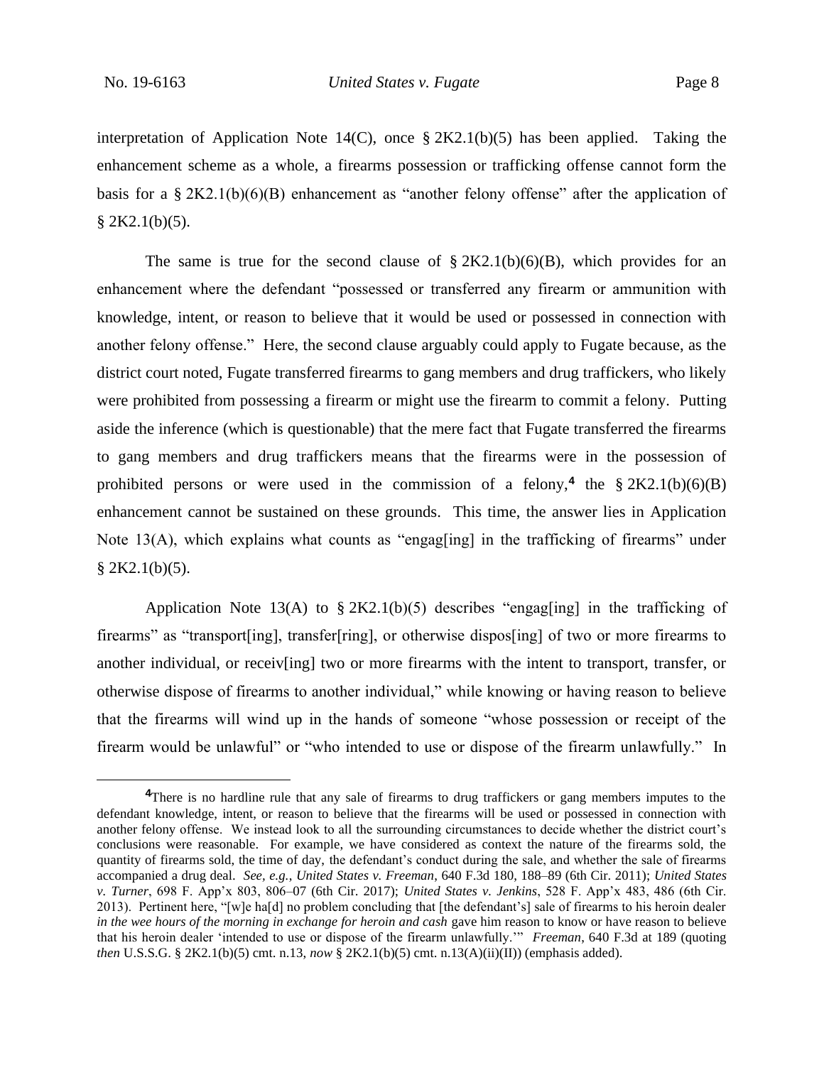interpretation of Application Note 14(C), once § 2K2.1(b)(5) has been applied. Taking the enhancement scheme as a whole, a firearms possession or trafficking offense cannot form the basis for a § 2K2.1(b)(6)(B) enhancement as "another felony offense" after the application of § 2K2.1(b)(5).

The same is true for the second clause of § 2K2.1(b)(6)(B), which provides for an enhancement where the defendant "possessed or transferred any firearm or ammunition with knowledge, intent, or reason to believe that it would be used or possessed in connection with another felony offense." Here, the second clause arguably could apply to Fugate because, as the district court noted, Fugate transferred firearms to gang members and drug traffickers, who likely were prohibited from possessing a firearm or might use the firearm to commit a felony. Putting aside the inference (which is questionable) that the mere fact that Fugate transferred the firearms to gang members and drug traffickers means that the firearms were in the possession of prohibited persons or were used in the commission of a felony,[4] the § 2K2.1(b)(6)(B) enhancement cannot be sustained on these grounds. This time, the answer lies in Application Note 13(A), which explains what counts as "engag[ing] in the trafficking of firearms" under § 2K2.1(b)(5).

Application Note 13(A) to § 2K2.1(b)(5) describes "engag[ing] in the trafficking of firearms" as "transport[ing], transfer[ring], or otherwise dispos[ing] of two or more firearms to another individual, or receiv[ing] two or more firearms with the intent to transport, transfer, or otherwise dispose of firearms to another individual," while knowing or having reason to believe that the firearms will wind up in the hands of someone "whose possession or receipt of the firearm would be unlawful" or "who intended to use or dispose of the firearm unlawfully." In

[4]There is no hardline rule that any sale of firearms to drug traffickers or gang members imputes to the defendant knowledge, intent, or reason to believe that the firearms will be used or possessed in connection with another felony offense. We instead look to all the surrounding circumstances to decide whether the district court's conclusions were reasonable. For example, we have considered as context the nature of the firearms sold, the quantity of firearms sold, the time of day, the defendant's conduct during the sale, and whether the sale of firearms accompanied a drug deal. *See, e.g.*, *United States v. Freeman*, 640 F.3d 180, 188–89 (6th Cir. 2011); *United States v. Turner*, 698 F. App'x 803, 806–07 (6th Cir. 2017); *United States v. Jenkins*, 528 F. App'x 483, 486 (6th Cir. 2013). Pertinent here, "[w]e ha[d] no problem concluding that [the defendant's] sale of firearms to his heroin dealer *in the wee hours of the morning in exchange for heroin and cash* gave him reason to know or have reason to believe that his heroin dealer 'intended to use or dispose of the firearm unlawfully.'" *Freeman*, 640 F.3d at 189 (quoting *then* U.S.S.G. § 2K2.1(b)(5) cmt. n.13, *now* § 2K2.1(b)(5) cmt. n.13(A)(ii)(II)) (emphasis added).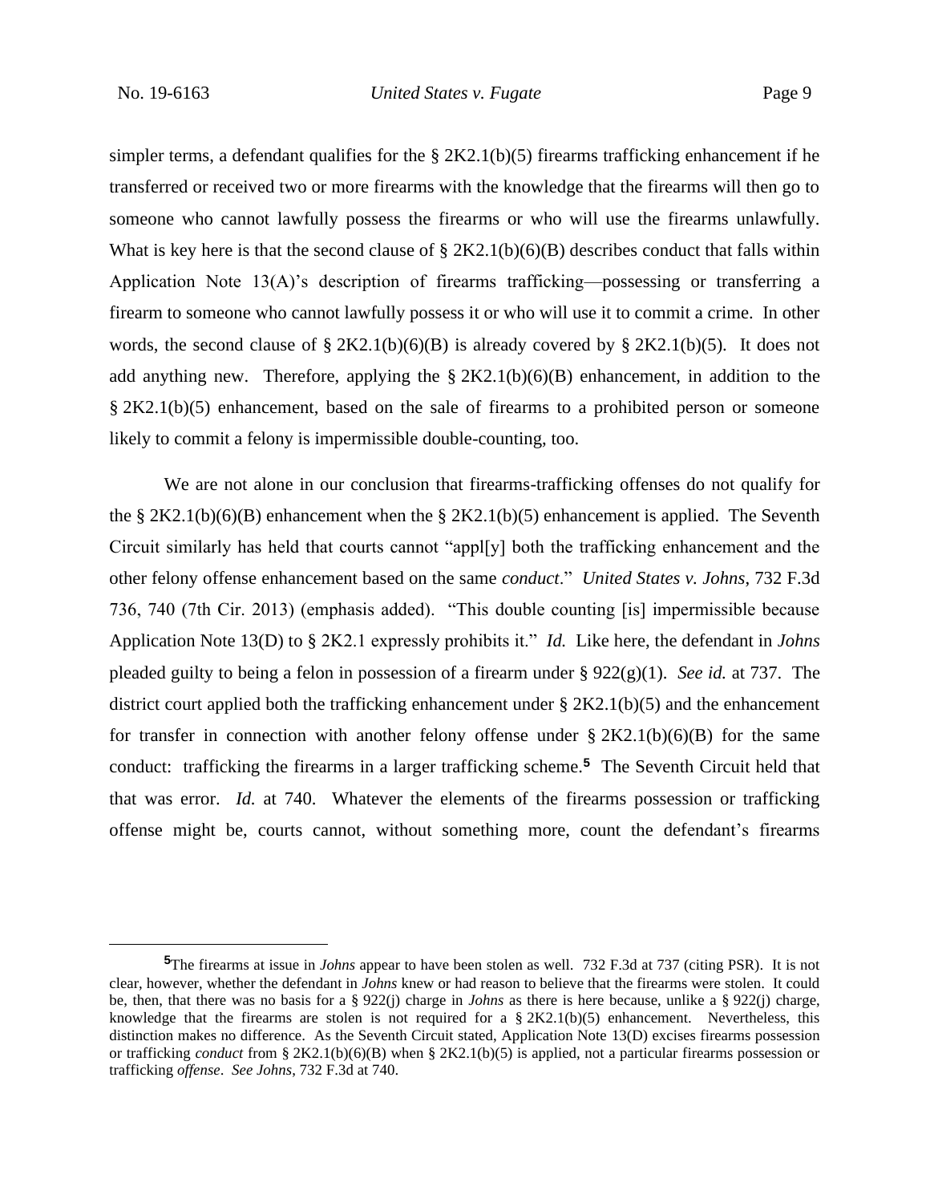simpler terms, a defendant qualifies for the § 2K2.1(b)(5) firearms trafficking enhancement if he transferred or received two or more firearms with the knowledge that the firearms will then go to someone who cannot lawfully possess the firearms or who will use the firearms unlawfully. What is key here is that the second clause of § 2K2.1(b)(6)(B) describes conduct that falls within Application Note 13(A)'s description of firearms trafficking—possessing or transferring a firearm to someone who cannot lawfully possess it or who will use it to commit a crime. In other words, the second clause of § 2K2.1(b)(6)(B) is already covered by § 2K2.1(b)(5). It does not add anything new. Therefore, applying the § 2K2.1(b)(6)(B) enhancement, in addition to the § 2K2.1(b)(5) enhancement, based on the sale of firearms to a prohibited person or someone likely to commit a felony is impermissible double-counting, too.

We are not alone in our conclusion that firearms-trafficking offenses do not qualify for the § 2K2.1(b)(6)(B) enhancement when the § 2K2.1(b)(5) enhancement is applied. The Seventh Circuit similarly has held that courts cannot "appl[y] both the trafficking enhancement and the other felony offense enhancement based on the same *conduct*." *United States v. Johns*, 732 F.3d 736, 740 (7th Cir. 2013) (emphasis added). "This double counting [is] impermissible because Application Note 13(D) to § 2K2.1 expressly prohibits it." *Id.* Like here, the defendant in *Johns* pleaded guilty to being a felon in possession of a firearm under § 922(g)(1). *See id.* at 737. The district court applied both the trafficking enhancement under § 2K2.1(b)(5) and the enhancement for transfer in connection with another felony offense under § 2K2.1(b)(6)(B) for the same conduct: trafficking the firearms in a larger trafficking scheme.[5] The Seventh Circuit held that that was error. *Id.* at 740. Whatever the elements of the firearms possession or trafficking offense might be, courts cannot, without something more, count the defendant's firearms

---

[5]The firearms at issue in *Johns* appear to have been stolen as well. 732 F.3d at 737 (citing PSR). It is not clear, however, whether the defendant in *Johns* knew or had reason to believe that the firearms were stolen. It could be, then, that there was no basis for a § 922(j) charge in *Johns* as there is here because, unlike a § 922(j) charge, knowledge that the firearms are stolen is not required for a § 2K2.1(b)(5) enhancement. Nevertheless, this distinction makes no difference. As the Seventh Circuit stated, Application Note 13(D) excises firearms possession or trafficking *conduct* from § 2K2.1(b)(6)(B) when § 2K2.1(b)(5) is applied, not a particular firearms possession or trafficking *offense*. *See Johns*, 732 F.3d at 740.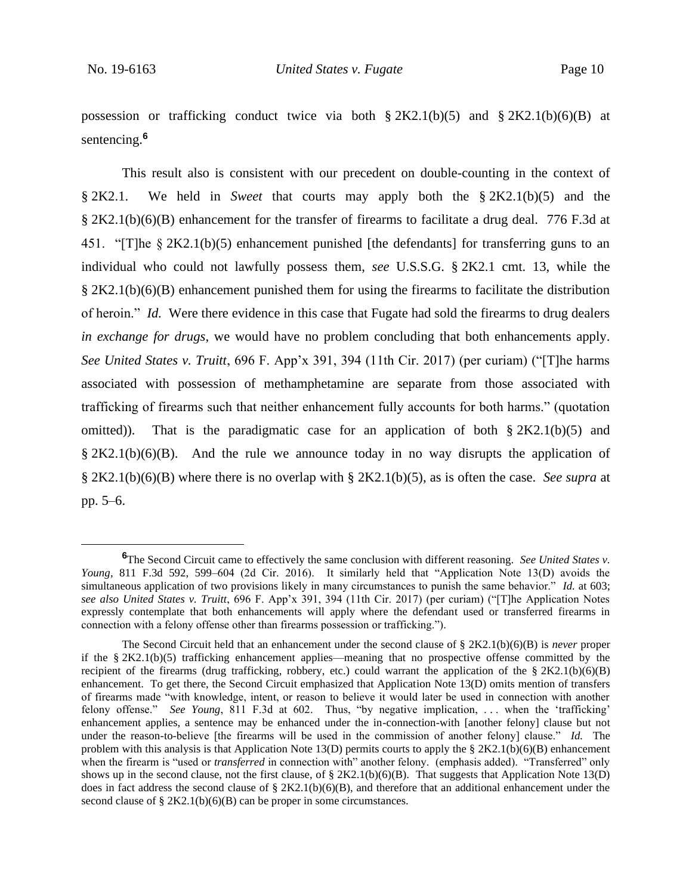possession or trafficking conduct twice via both § 2K2.1(b)(5) and § 2K2.1(b)(6)(B) at sentencing.[6]

This result also is consistent with our precedent on double-counting in the context of § 2K2.1. We held in *Sweet* that courts may apply both the § 2K2.1(b)(5) and the § 2K2.1(b)(6)(B) enhancement for the transfer of firearms to facilitate a drug deal. 776 F.3d at 451. "[T]he § 2K2.1(b)(5) enhancement punished [the defendants] for transferring guns to an individual who could not lawfully possess them, *see* U.S.S.G. § 2K2.1 cmt. 13, while the § 2K2.1(b)(6)(B) enhancement punished them for using the firearms to facilitate the distribution of heroin." *Id.* Were there evidence in this case that Fugate had sold the firearms to drug dealers *in exchange for drugs*, we would have no problem concluding that both enhancements apply. *See United States v. Truitt*, 696 F. App'x 391, 394 (11th Cir. 2017) (per curiam) ("[T]he harms associated with possession of methamphetamine are separate from those associated with trafficking of firearms such that neither enhancement fully accounts for both harms." (quotation omitted)). That is the paradigmatic case for an application of both § 2K2.1(b)(5) and § 2K2.1(b)(6)(B). And the rule we announce today in no way disrupts the application of § 2K2.1(b)(6)(B) where there is no overlap with § 2K2.1(b)(5), as is often the case. *See supra* at pp. 5–6.

---

[6]The Second Circuit came to effectively the same conclusion with different reasoning. *See United States v. Young*, 811 F.3d 592, 599–604 (2d Cir. 2016). It similarly held that "Application Note 13(D) avoids the simultaneous application of two provisions likely in many circumstances to punish the same behavior." *Id.* at 603; *see also United States v. Truitt*, 696 F. App'x 391, 394 (11th Cir. 2017) (per curiam) ("[T]he Application Notes expressly contemplate that both enhancements will apply where the defendant used or transferred firearms in connection with a felony offense other than firearms possession or trafficking.").

The Second Circuit held that an enhancement under the second clause of § 2K2.1(b)(6)(B) is *never* proper if the § 2K2.1(b)(5) trafficking enhancement applies—meaning that no prospective offense committed by the recipient of the firearms (drug trafficking, robbery, etc.) could warrant the application of the § 2K2.1(b)(6)(B) enhancement. To get there, the Second Circuit emphasized that Application Note 13(D) omits mention of transfers of firearms made "with knowledge, intent, or reason to believe it would later be used in connection with another felony offense." *See Young*, 811 F.3d at 602. Thus, "by negative implication, . . . when the 'trafficking' enhancement applies, a sentence may be enhanced under the in-connection-with [another felony] clause but not under the reason-to-believe [the firearms will be used in the commission of another felony] clause." *Id.* The problem with this analysis is that Application Note 13(D) permits courts to apply the § 2K2.1(b)(6)(B) enhancement when the firearm is "used or *transferred* in connection with" another felony. (emphasis added). "Transferred" only shows up in the second clause, not the first clause, of § 2K2.1(b)(6)(B). That suggests that Application Note 13(D) does in fact address the second clause of § 2K2.1(b)(6)(B), and therefore that an additional enhancement under the second clause of § 2K2.1(b)(6)(B) can be proper in some circumstances.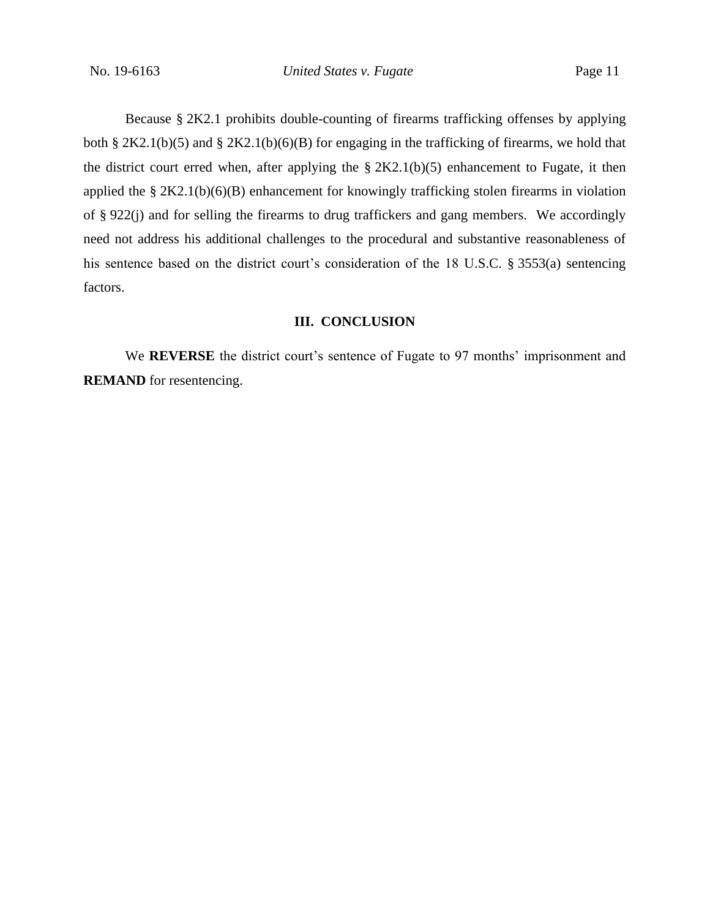Because § 2K2.1 prohibits double-counting of firearms trafficking offenses by applying both § 2K2.1(b)(5) and § 2K2.1(b)(6)(B) for engaging in the trafficking of firearms, we hold that the district court erred when, after applying the § 2K2.1(b)(5) enhancement to Fugate, it then applied the § 2K2.1(b)(6)(B) enhancement for knowingly trafficking stolen firearms in violation of § 922(j) and for selling the firearms to drug traffickers and gang members. We accordingly need not address his additional challenges to the procedural and substantive reasonableness of his sentence based on the district court's consideration of the 18 U.S.C. § 3553(a) sentencing factors.

## III. CONCLUSION

We **REVERSE** the district court's sentence of Fugate to 97 months' imprisonment and **REMAND** for resentencing.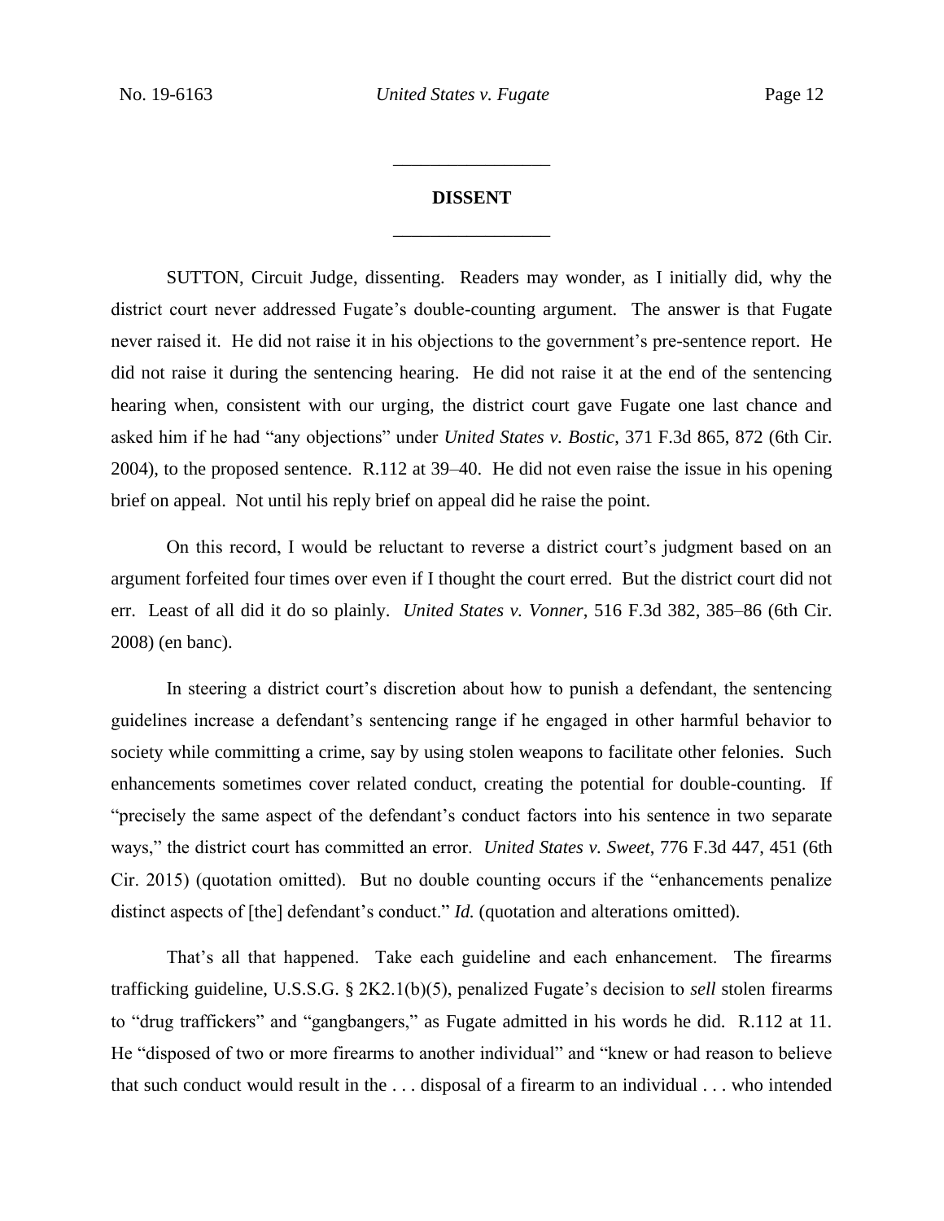## DISSENT

SUTTON, Circuit Judge, dissenting. Readers may wonder, as I initially did, why the district court never addressed Fugate's double-counting argument. The answer is that Fugate never raised it. He did not raise it in his objections to the government's pre-sentence report. He did not raise it during the sentencing hearing. He did not raise it at the end of the sentencing hearing when, consistent with our urging, the district court gave Fugate one last chance and asked him if he had "any objections" under *United States v. Bostic*, 371 F.3d 865, 872 (6th Cir. 2004), to the proposed sentence. R.112 at 39–40. He did not even raise the issue in his opening brief on appeal. Not until his reply brief on appeal did he raise the point.

On this record, I would be reluctant to reverse a district court's judgment based on an argument forfeited four times over even if I thought the court erred. But the district court did not err. Least of all did it do so plainly. *United States v. Vonner*, 516 F.3d 382, 385–86 (6th Cir. 2008) (en banc).

In steering a district court's discretion about how to punish a defendant, the sentencing guidelines increase a defendant's sentencing range if he engaged in other harmful behavior to society while committing a crime, say by using stolen weapons to facilitate other felonies. Such enhancements sometimes cover related conduct, creating the potential for double-counting. If "precisely the same aspect of the defendant's conduct factors into his sentence in two separate ways," the district court has committed an error. *United States v. Sweet*, 776 F.3d 447, 451 (6th Cir. 2015) (quotation omitted). But no double counting occurs if the "enhancements penalize distinct aspects of [the] defendant's conduct." *Id.* (quotation and alterations omitted).

That's all that happened. Take each guideline and each enhancement. The firearms trafficking guideline, U.S.S.G. § 2K2.1(b)(5), penalized Fugate's decision to *sell* stolen firearms to "drug traffickers" and "gangbangers," as Fugate admitted in his words he did. R.112 at 11. He "disposed of two or more firearms to another individual" and "knew or had reason to believe that such conduct would result in the . . . disposal of a firearm to an individual . . . who intended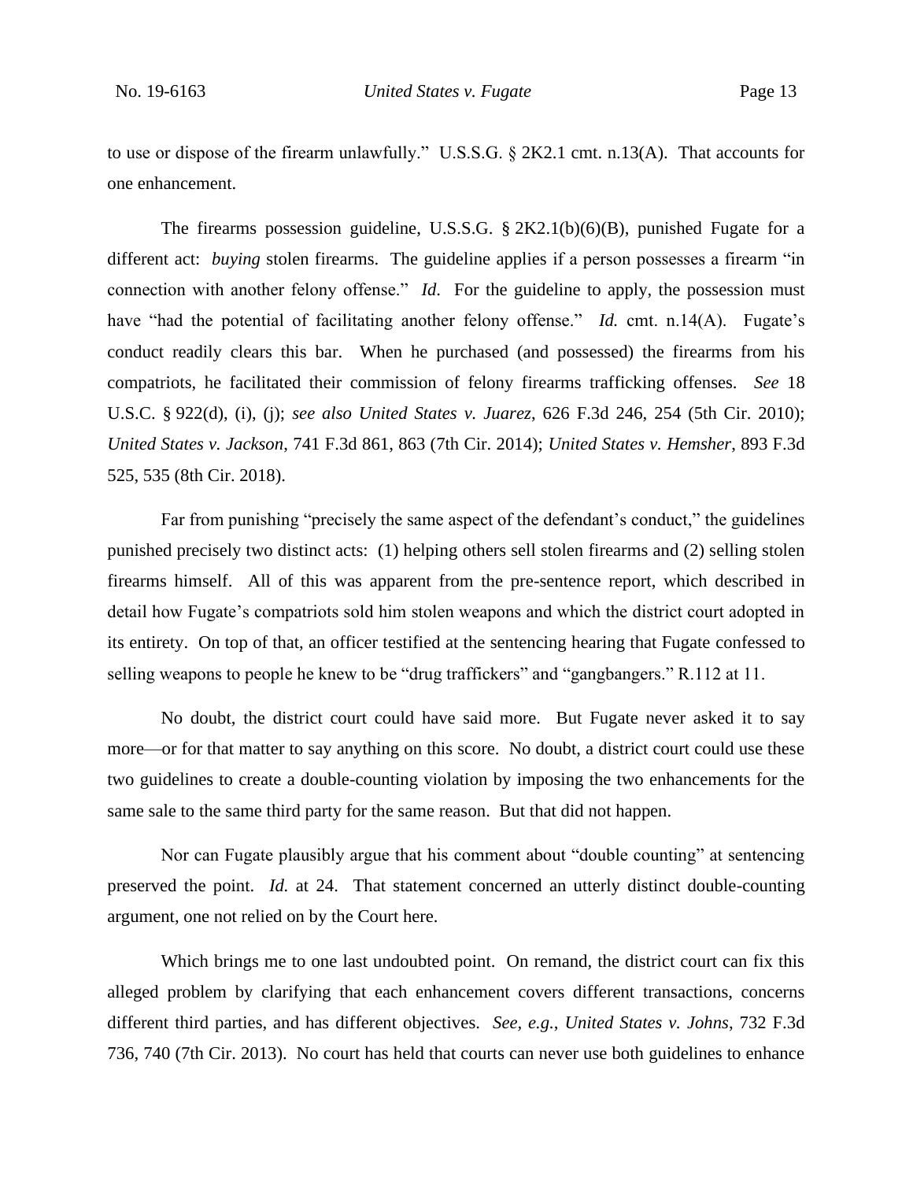to use or dispose of the firearm unlawfully." U.S.S.G. § 2K2.1 cmt. n.13(A). That accounts for one enhancement.

The firearms possession guideline, U.S.S.G. § 2K2.1(b)(6)(B), punished Fugate for a different act: *buying* stolen firearms. The guideline applies if a person possesses a firearm "in connection with another felony offense." *Id.* For the guideline to apply, the possession must have "had the potential of facilitating another felony offense." *Id.* cmt. n.14(A). Fugate's conduct readily clears this bar. When he purchased (and possessed) the firearms from his compatriots, he facilitated their commission of felony firearms trafficking offenses. *See* 18 U.S.C. § 922(d), (i), (j); *see also United States v. Juarez*, 626 F.3d 246, 254 (5th Cir. 2010); *United States v. Jackson*, 741 F.3d 861, 863 (7th Cir. 2014); *United States v. Hemsher*, 893 F.3d 525, 535 (8th Cir. 2018).

Far from punishing "precisely the same aspect of the defendant's conduct," the guidelines punished precisely two distinct acts: (1) helping others sell stolen firearms and (2) selling stolen firearms himself. All of this was apparent from the pre-sentence report, which described in detail how Fugate's compatriots sold him stolen weapons and which the district court adopted in its entirety. On top of that, an officer testified at the sentencing hearing that Fugate confessed to selling weapons to people he knew to be "drug traffickers" and "gangbangers." R.112 at 11.

No doubt, the district court could have said more. But Fugate never asked it to say more—or for that matter to say anything on this score. No doubt, a district court could use these two guidelines to create a double-counting violation by imposing the two enhancements for the same sale to the same third party for the same reason. But that did not happen.

Nor can Fugate plausibly argue that his comment about "double counting" at sentencing preserved the point. *Id.* at 24. That statement concerned an utterly distinct double-counting argument, one not relied on by the Court here.

Which brings me to one last undoubted point. On remand, the district court can fix this alleged problem by clarifying that each enhancement covers different transactions, concerns different third parties, and has different objectives. *See, e.g.*, *United States v. Johns*, 732 F.3d 736, 740 (7th Cir. 2013). No court has held that courts can never use both guidelines to enhance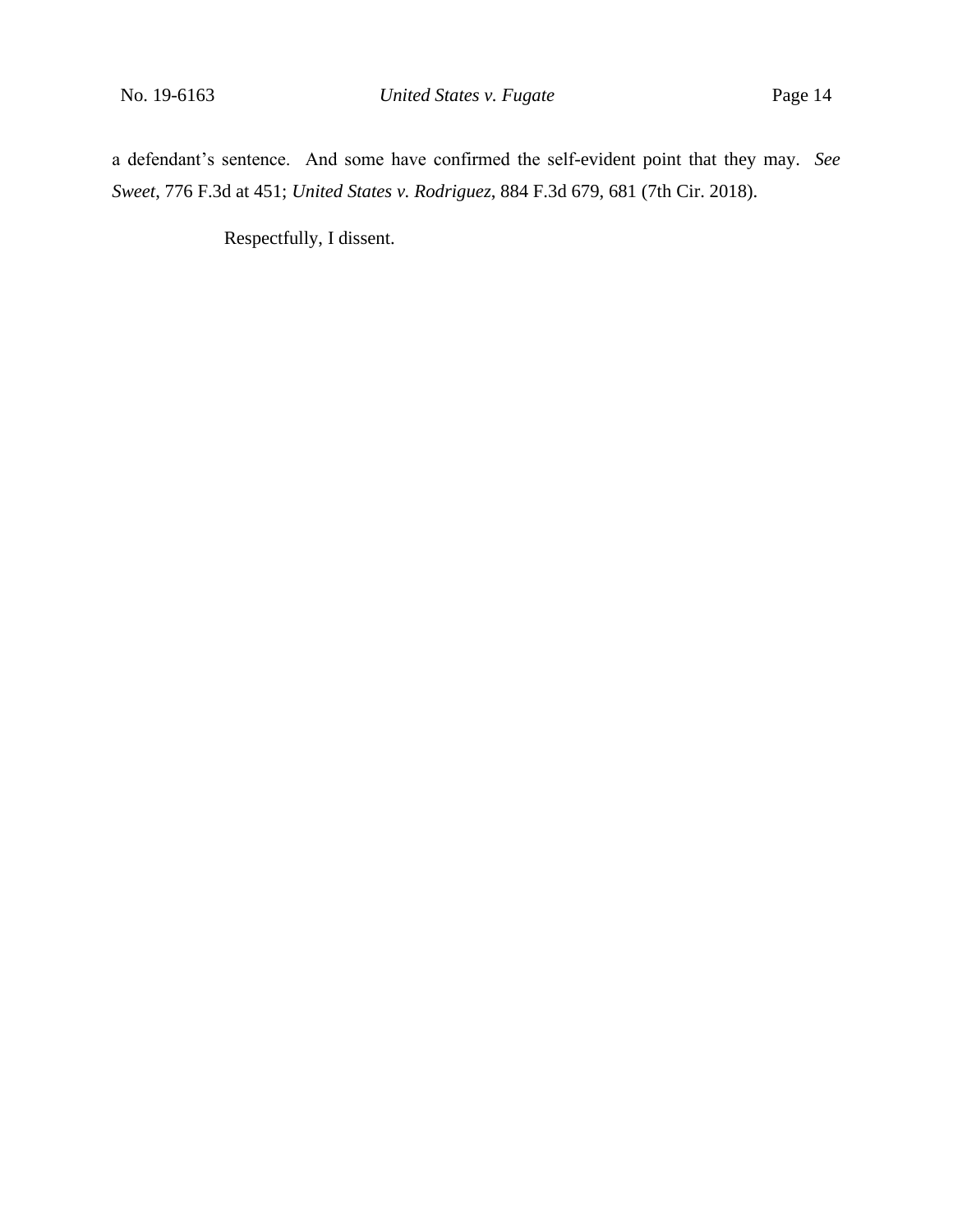a defendant's sentence. And some have confirmed the self-evident point that they may. *See Sweet*, 776 F.3d at 451; *United States v. Rodriguez*, 884 F.3d 679, 681 (7th Cir. 2018).

Respectfully, I dissent.